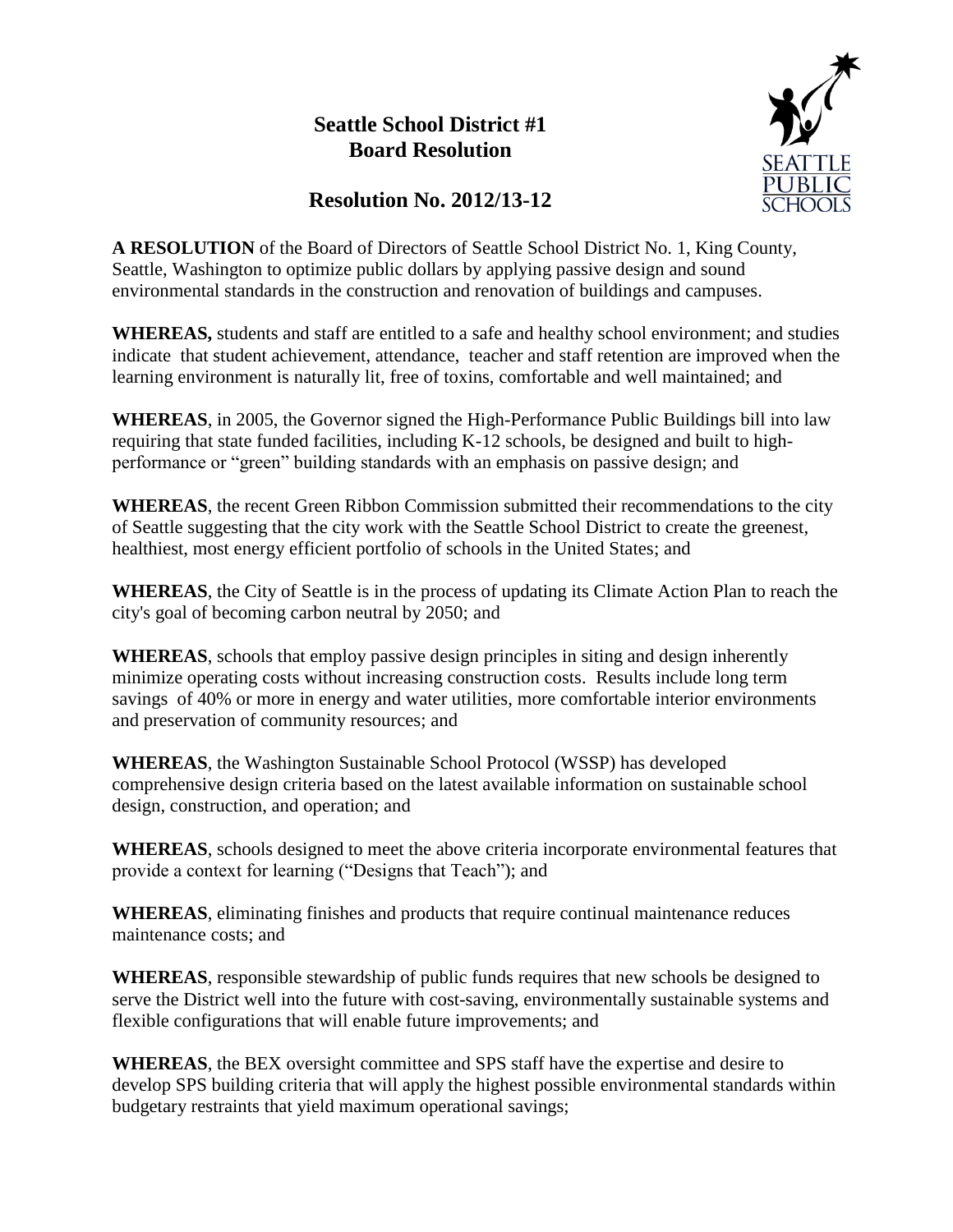# Seattle School District #1
## Board Resolution

## Resolution No. 2012/13-12

**A RESOLUTION** of the Board of Directors of Seattle School District No. 1, King County, Seattle, Washington to optimize public dollars by applying passive design and sound environmental standards in the construction and renovation of buildings and campuses.

**WHEREAS,** students and staff are entitled to a safe and healthy school environment; and studies indicate that student achievement, attendance, teacher and staff retention are improved when the learning environment is naturally lit, free of toxins, comfortable and well maintained; and

**WHEREAS**, in 2005, the Governor signed the High-Performance Public Buildings bill into law requiring that state funded facilities, including K-12 schools, be designed and built to high-performance or "green" building standards with an emphasis on passive design; and

**WHEREAS**, the recent Green Ribbon Commission submitted their recommendations to the city of Seattle suggesting that the city work with the Seattle School District to create the greenest, healthiest, most energy efficient portfolio of schools in the United States; and

**WHEREAS**, the City of Seattle is in the process of updating its Climate Action Plan to reach the city's goal of becoming carbon neutral by 2050; and

**WHEREAS**, schools that employ passive design principles in siting and design inherently minimize operating costs without increasing construction costs. Results include long term savings of 40% or more in energy and water utilities, more comfortable interior environments and preservation of community resources; and

**WHEREAS**, the Washington Sustainable School Protocol (WSSP) has developed comprehensive design criteria based on the latest available information on sustainable school design, construction, and operation; and

**WHEREAS**, schools designed to meet the above criteria incorporate environmental features that provide a context for learning ("Designs that Teach"); and

**WHEREAS**, eliminating finishes and products that require continual maintenance reduces maintenance costs; and

**WHEREAS**, responsible stewardship of public funds requires that new schools be designed to serve the District well into the future with cost-saving, environmentally sustainable systems and flexible configurations that will enable future improvements; and

**WHEREAS**, the BEX oversight committee and SPS staff have the expertise and desire to develop SPS building criteria that will apply the highest possible environmental standards within budgetary restraints that yield maximum operational savings;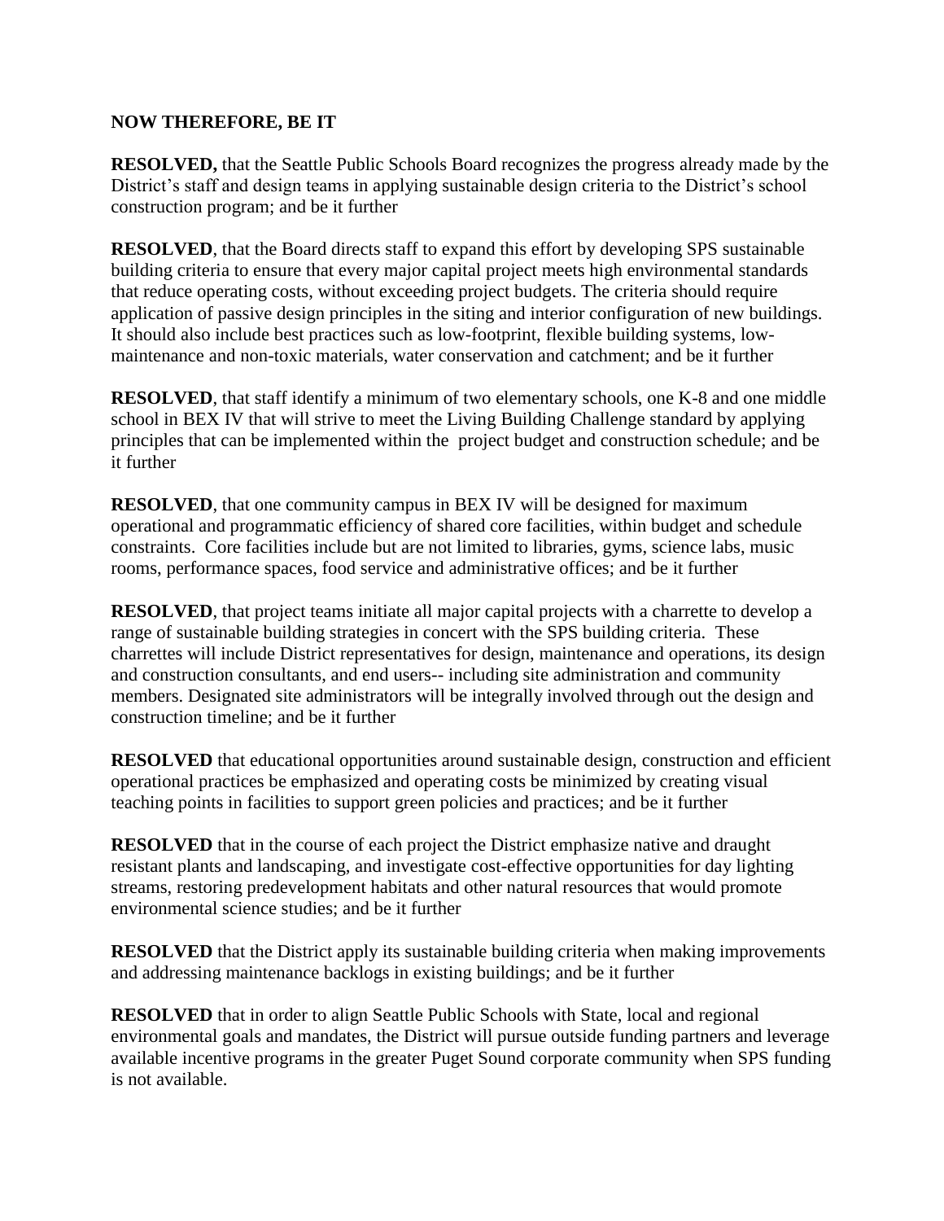**NOW THEREFORE, BE IT**

**RESOLVED,** that the Seattle Public Schools Board recognizes the progress already made by the District's staff and design teams in applying sustainable design criteria to the District's school construction program; and be it further

**RESOLVED**, that the Board directs staff to expand this effort by developing SPS sustainable building criteria to ensure that every major capital project meets high environmental standards that reduce operating costs, without exceeding project budgets. The criteria should require application of passive design principles in the siting and interior configuration of new buildings. It should also include best practices such as low-footprint, flexible building systems, low-maintenance and non-toxic materials, water conservation and catchment; and be it further

**RESOLVED**, that staff identify a minimum of two elementary schools, one K-8 and one middle school in BEX IV that will strive to meet the Living Building Challenge standard by applying principles that can be implemented within the project budget and construction schedule; and be it further

**RESOLVED**, that one community campus in BEX IV will be designed for maximum operational and programmatic efficiency of shared core facilities, within budget and schedule constraints. Core facilities include but are not limited to libraries, gyms, science labs, music rooms, performance spaces, food service and administrative offices; and be it further

**RESOLVED**, that project teams initiate all major capital projects with a charrette to develop a range of sustainable building strategies in concert with the SPS building criteria. These charrettes will include District representatives for design, maintenance and operations, its design and construction consultants, and end users-- including site administration and community members. Designated site administrators will be integrally involved through out the design and construction timeline; and be it further

**RESOLVED** that educational opportunities around sustainable design, construction and efficient operational practices be emphasized and operating costs be minimized by creating visual teaching points in facilities to support green policies and practices; and be it further

**RESOLVED** that in the course of each project the District emphasize native and draught resistant plants and landscaping, and investigate cost-effective opportunities for day lighting streams, restoring predevelopment habitats and other natural resources that would promote environmental science studies; and be it further

**RESOLVED** that the District apply its sustainable building criteria when making improvements and addressing maintenance backlogs in existing buildings; and be it further

**RESOLVED** that in order to align Seattle Public Schools with State, local and regional environmental goals and mandates, the District will pursue outside funding partners and leverage available incentive programs in the greater Puget Sound corporate community when SPS funding is not available.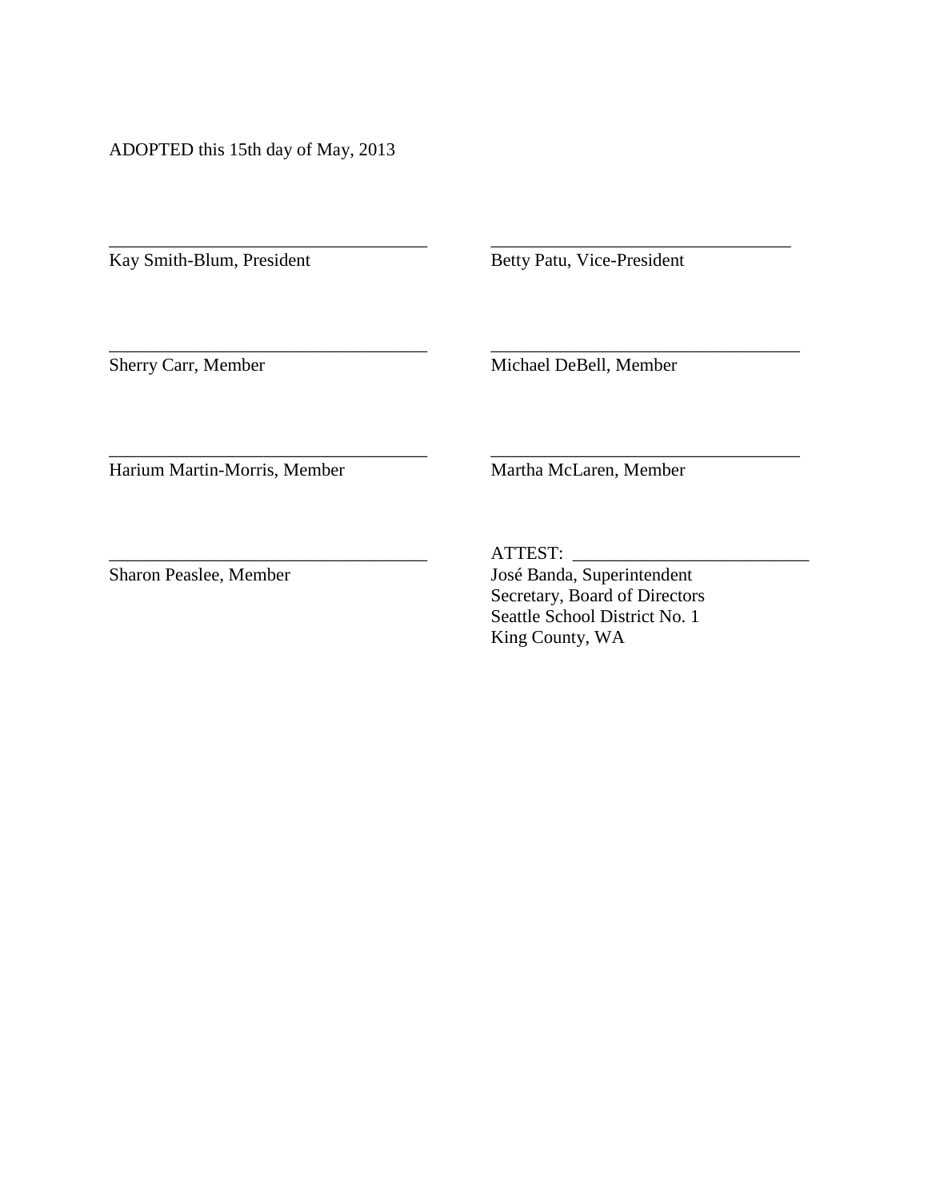ADOPTED this 15th day of May, 2013

| | |
|---|---|
| ___________________________________ | ___________________________________ |
| Kay Smith-Blum, President | Betty Patu, Vice-President |
| ___________________________________ | ___________________________________ |
| Sherry Carr, Member | Michael DeBell, Member |
| ___________________________________ | ___________________________________ |
| Harium Martin-Morris, Member | Martha McLaren, Member |
| ___________________________________ | ATTEST: ___________________________ |
| Sharon Peaslee, Member | José Banda, Superintendent<br>Secretary, Board of Directors<br>Seattle School District No. 1<br>King County, WA |